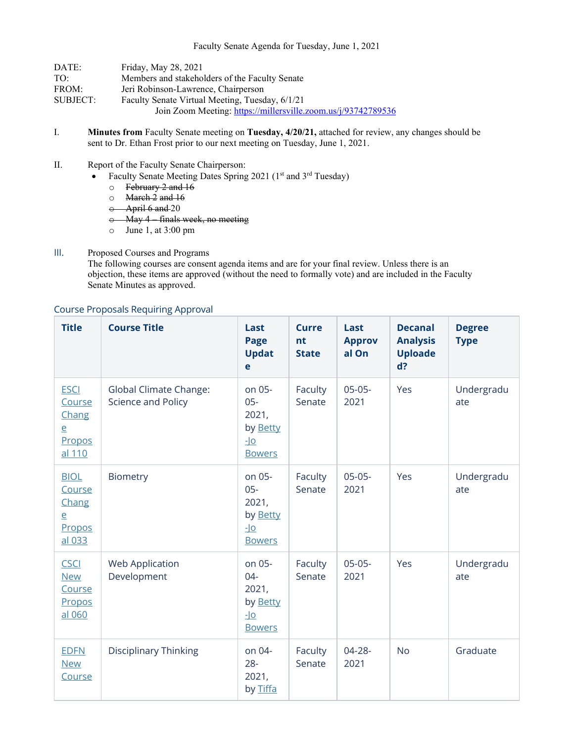Faculty Senate Agenda for Tuesday, June 1, 2021

DATE: Friday, May 28, 2021
TO: Members and stakeholders of the Faculty Senate
FROM: Jeri Robinson-Lawrence, Chairperson
SUBJECT: Faculty Senate Virtual Meeting, Tuesday, 6/1/21
Join Zoom Meeting: https://millersville.zoom.us/j/93742789536

I. **Minutes from** Faculty Senate meeting on **Tuesday, 4/20/21,** attached for review, any changes should be sent to Dr. Ethan Frost prior to our next meeting on Tuesday, June 1, 2021.

II. Report of the Faculty Senate Chairperson:
- Faculty Senate Meeting Dates Spring 2021 (1st and 3rd Tuesday)
  - ~~February 2 and 16~~
  - ~~March 2 and 16~~
  - ~~April 6 and~~ 20
  - ~~May 4 – finals week, no meeting~~
  - June 1, at 3:00 pm

III. Proposed Courses and Programs
The following courses are consent agenda items and are for your final review. Unless there is an objection, these items are approved (without the need to formally vote) and are included in the Faculty Senate Minutes as approved.

## Course Proposals Requiring Approval

| Title | Course Title | Last Page Update | Current State | Last Approval On | Decanal Analysis Uploaded? | Degree Type |
|---|---|---|---|---|---|---|
| ESCI Course Change Proposal 110 | Global Climate Change: Science and Policy | on 05-05-2021, by Betty-Jo Bowers | Faculty Senate | 05-05-2021 | Yes | Undergraduate |
| BIOL Course Change Proposal 033 | Biometry | on 05-05-2021, by Betty-Jo Bowers | Faculty Senate | 05-05-2021 | Yes | Undergraduate |
| CSCI New Course Proposal 060 | Web Application Development | on 05-04-2021, by Betty-Jo Bowers | Faculty Senate | 05-05-2021 | Yes | Undergraduate |
| EDFN New Course | Disciplinary Thinking | on 04-28-2021, by Tiffa | Faculty Senate | 04-28-2021 | No | Graduate |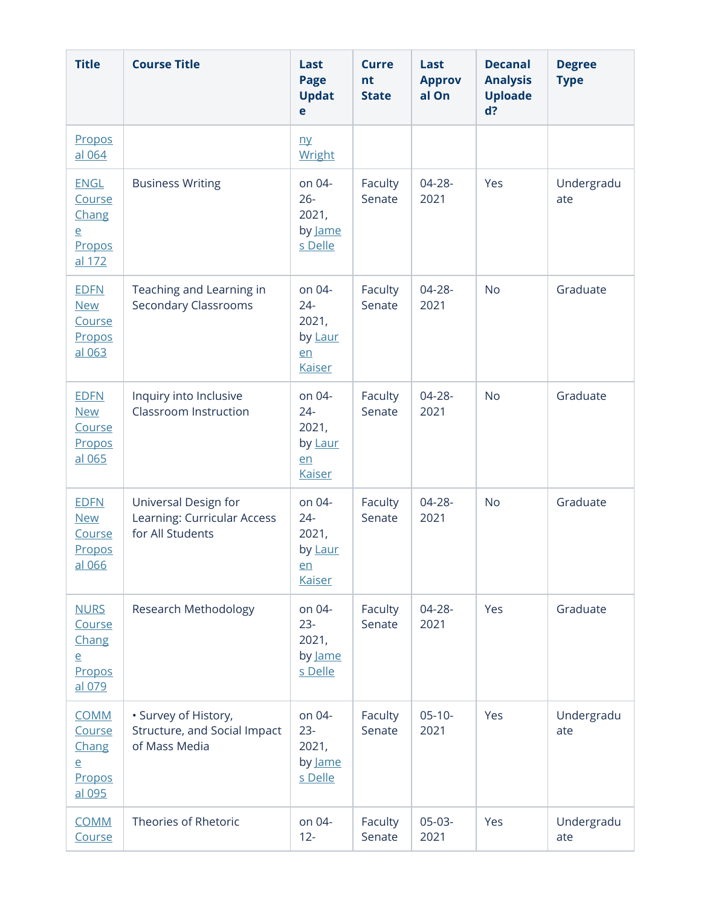| Title | Course Title | Last Page Update | Current State | Last Approval On | Decanal Analysis Uploaded? | Degree Type |
|---|---|---|---|---|---|---|
| Proposal 064 | | ny Wright | | | | |
| ENGL Course Change Proposal 172 | Business Writing | on 04-26-2021, by James Delle | Faculty Senate | 04-28-2021 | Yes | Undergraduate |
| EDFN New Course Proposal 063 | Teaching and Learning in Secondary Classrooms | on 04-24-2021, by Lauren Kaiser | Faculty Senate | 04-28-2021 | No | Graduate |
| EDFN New Course Proposal 065 | Inquiry into Inclusive Classroom Instruction | on 04-24-2021, by Lauren Kaiser | Faculty Senate | 04-28-2021 | No | Graduate |
| EDFN New Course Proposal 066 | Universal Design for Learning: Curricular Access for All Students | on 04-24-2021, by Lauren Kaiser | Faculty Senate | 04-28-2021 | No | Graduate |
| NURS Course Change Proposal 079 | Research Methodology | on 04-23-2021, by James Delle | Faculty Senate | 04-28-2021 | Yes | Graduate |
| COMM Course Change Proposal 095 | • Survey of History, Structure, and Social Impact of Mass Media | on 04-23-2021, by James Delle | Faculty Senate | 05-10-2021 | Yes | Undergraduate |
| COMM Course | Theories of Rhetoric | on 04-12- | Faculty Senate | 05-03-2021 | Yes | Undergraduate |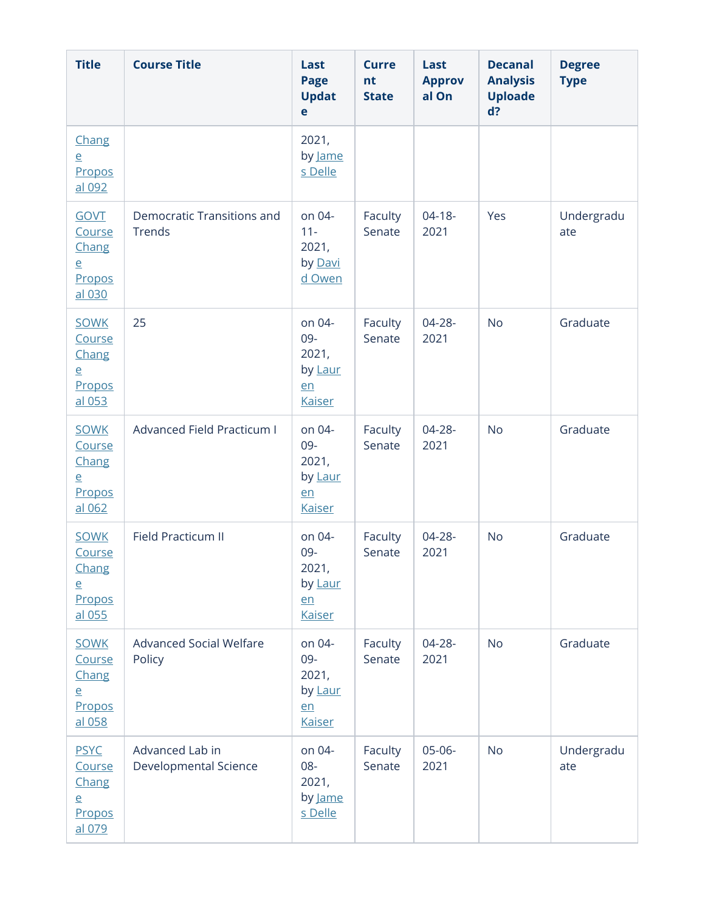| Title | Course Title | Last Page Update | Current State | Last Approval On | Decanal Analysis Uploaded? | Degree Type |
|---|---|---|---|---|---|---|
| Change Proposal 092 | | 2021, by James Delle | | | | |
| GOVT Course Change Proposal 030 | Democratic Transitions and Trends | on 04-11-2021, by David Owen | Faculty Senate | 04-18-2021 | Yes | Undergraduate |
| SOWK Course Change Proposal 053 | 25 | on 04-09-2021, by Lauren Kaiser | Faculty Senate | 04-28-2021 | No | Graduate |
| SOWK Course Change Proposal 062 | Advanced Field Practicum I | on 04-09-2021, by Lauren Kaiser | Faculty Senate | 04-28-2021 | No | Graduate |
| SOWK Course Change Proposal 055 | Field Practicum II | on 04-09-2021, by Lauren Kaiser | Faculty Senate | 04-28-2021 | No | Graduate |
| SOWK Course Change Proposal 058 | Advanced Social Welfare Policy | on 04-09-2021, by Lauren Kaiser | Faculty Senate | 04-28-2021 | No | Graduate |
| PSYC Course Change Proposal 079 | Advanced Lab in Developmental Science | on 04-08-2021, by James Delle | Faculty Senate | 05-06-2021 | No | Undergraduate |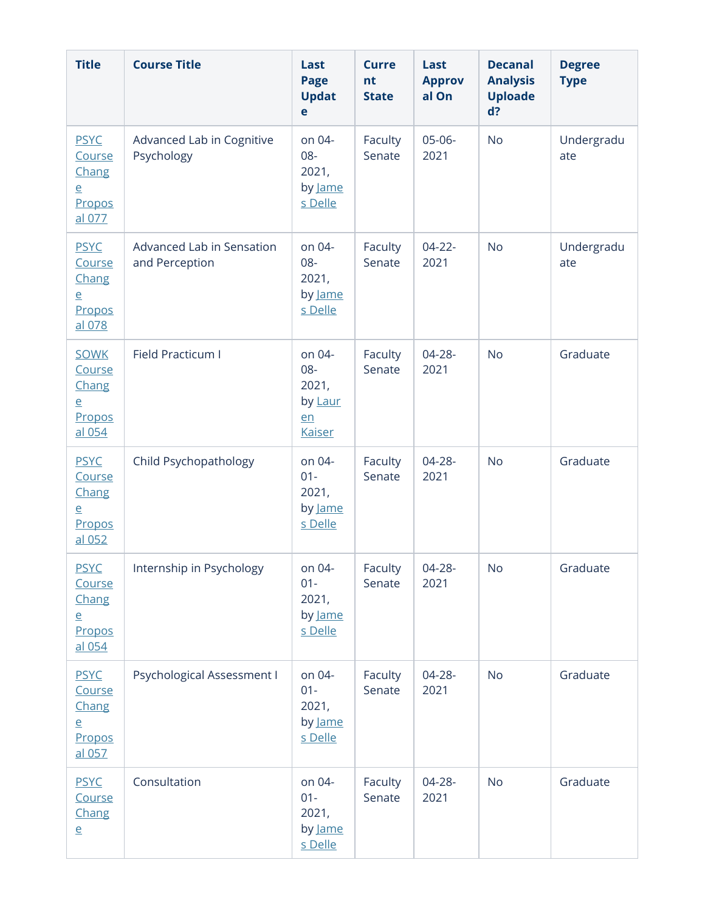| Title | Course Title | Last Page Update | Current State | Last Approval On | Decanal Analysis Uploaded? | Degree Type |
|---|---|---|---|---|---|---|
| PSYC Course Change Proposal 077 | Advanced Lab in Cognitive Psychology | on 04-08-2021, by James Delle | Faculty Senate | 05-06-2021 | No | Undergraduate |
| PSYC Course Change Proposal 078 | Advanced Lab in Sensation and Perception | on 04-08-2021, by James Delle | Faculty Senate | 04-22-2021 | No | Undergraduate |
| SOWK Course Change Proposal 054 | Field Practicum I | on 04-08-2021, by Lauren Kaiser | Faculty Senate | 04-28-2021 | No | Graduate |
| PSYC Course Change Proposal 052 | Child Psychopathology | on 04-01-2021, by James Delle | Faculty Senate | 04-28-2021 | No | Graduate |
| PSYC Course Change Proposal 054 | Internship in Psychology | on 04-01-2021, by James Delle | Faculty Senate | 04-28-2021 | No | Graduate |
| PSYC Course Change Proposal 057 | Psychological Assessment I | on 04-01-2021, by James Delle | Faculty Senate | 04-28-2021 | No | Graduate |
| PSYC Course Change | Consultation | on 04-01-2021, by James Delle | Faculty Senate | 04-28-2021 | No | Graduate |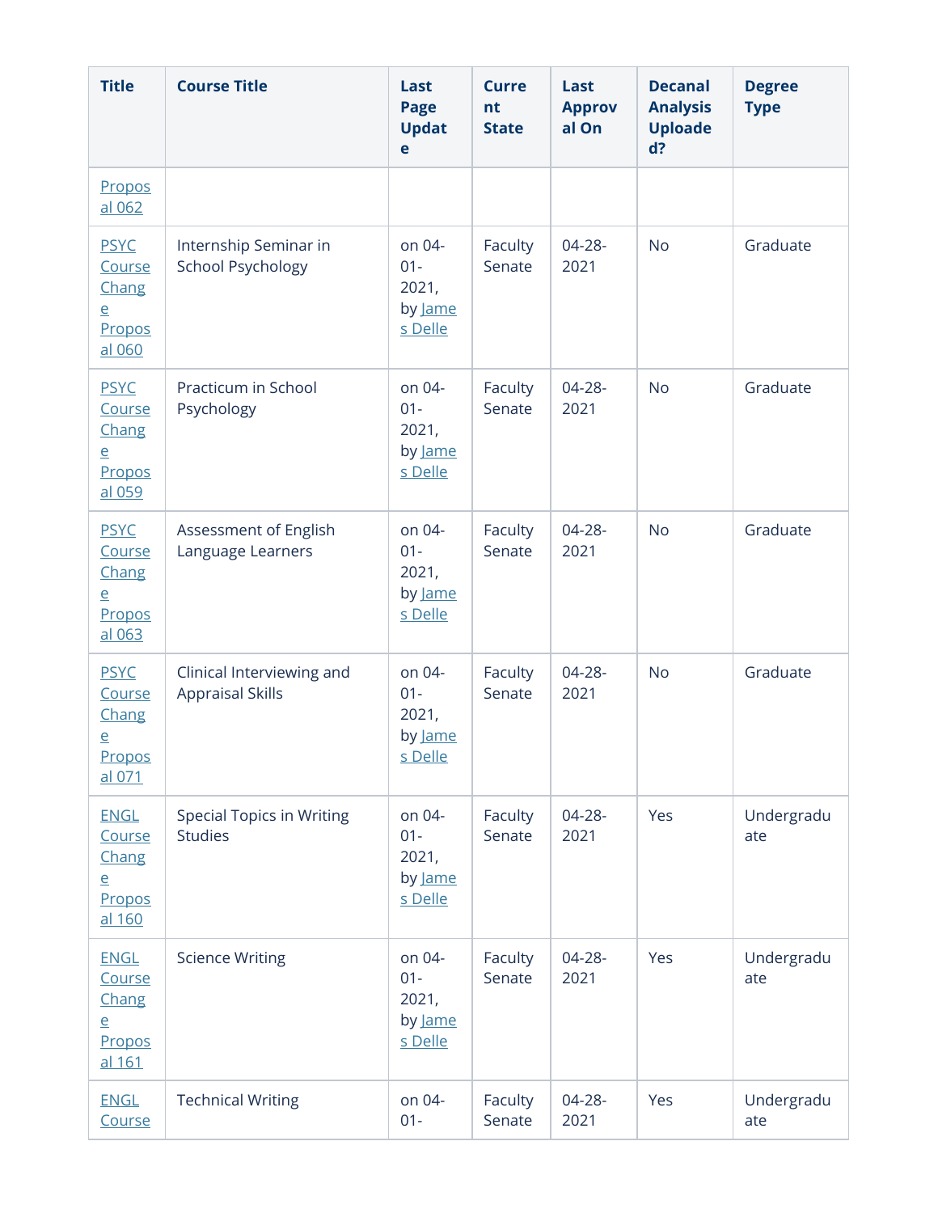| Title | Course Title | Last Page Update | Current State | Last Approval On | Decanal Analysis Uploaded? | Degree Type |
|---|---|---|---|---|---|---|
| Proposal 062 | | | | | | |
| PSYC Course Change Proposal 060 | Internship Seminar in School Psychology | on 04-01-2021, by James Delle | Faculty Senate | 04-28-2021 | No | Graduate |
| PSYC Course Change Proposal 059 | Practicum in School Psychology | on 04-01-2021, by James Delle | Faculty Senate | 04-28-2021 | No | Graduate |
| PSYC Course Change Proposal 063 | Assessment of English Language Learners | on 04-01-2021, by James Delle | Faculty Senate | 04-28-2021 | No | Graduate |
| PSYC Course Change Proposal 071 | Clinical Interviewing and Appraisal Skills | on 04-01-2021, by James Delle | Faculty Senate | 04-28-2021 | No | Graduate |
| ENGL Course Change Proposal 160 | Special Topics in Writing Studies | on 04-01-2021, by James Delle | Faculty Senate | 04-28-2021 | Yes | Undergraduate |
| ENGL Course Change Proposal 161 | Science Writing | on 04-01-2021, by James Delle | Faculty Senate | 04-28-2021 | Yes | Undergraduate |
| ENGL Course | Technical Writing | on 04-01- | Faculty Senate | 04-28-2021 | Yes | Undergraduate |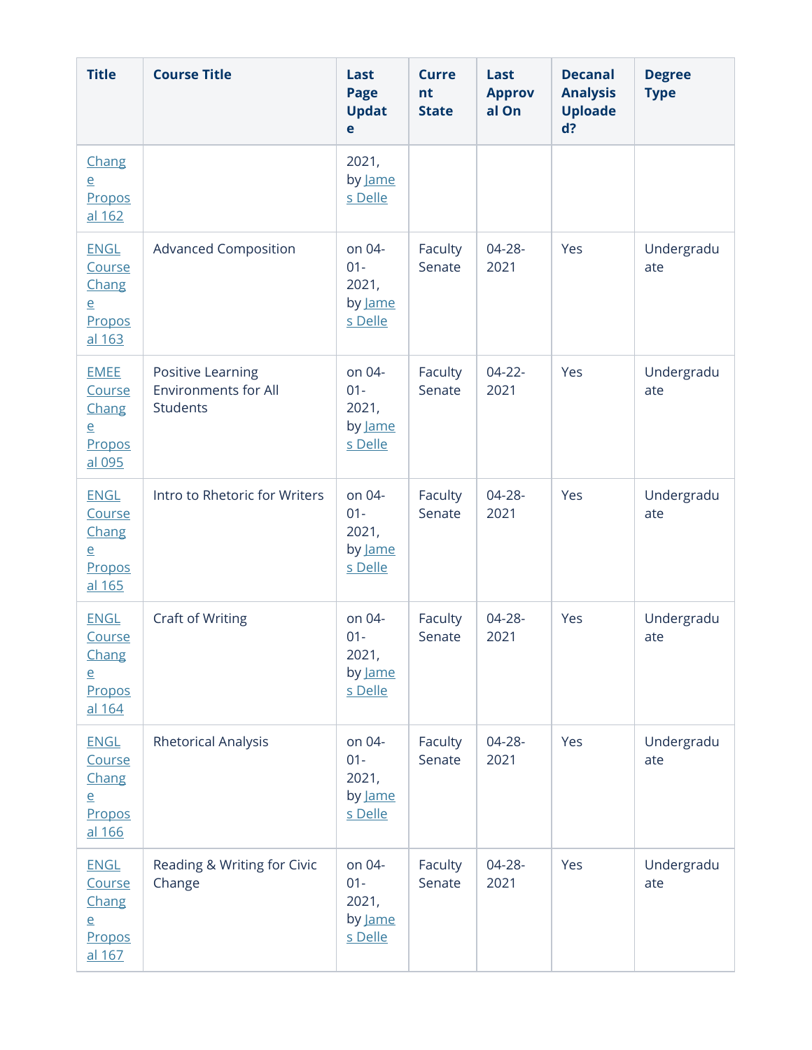| Title | Course Title | Last Page Update | Current State | Last Approval On | Decanal Analysis Uploaded? | Degree Type |
|---|---|---|---|---|---|---|
| Change Proposal 162 | | 2021, by James Delle | | | | |
| ENGL Course Change Proposal 163 | Advanced Composition | on 04-01-2021, by James Delle | Faculty Senate | 04-28-2021 | Yes | Undergraduate |
| EMEE Course Change Proposal 095 | Positive Learning Environments for All Students | on 04-01-2021, by James Delle | Faculty Senate | 04-22-2021 | Yes | Undergraduate |
| ENGL Course Change Proposal 165 | Intro to Rhetoric for Writers | on 04-01-2021, by James Delle | Faculty Senate | 04-28-2021 | Yes | Undergraduate |
| ENGL Course Change Proposal 164 | Craft of Writing | on 04-01-2021, by James Delle | Faculty Senate | 04-28-2021 | Yes | Undergraduate |
| ENGL Course Change Proposal 166 | Rhetorical Analysis | on 04-01-2021, by James Delle | Faculty Senate | 04-28-2021 | Yes | Undergraduate |
| ENGL Course Change Proposal 167 | Reading & Writing for Civic Change | on 04-01-2021, by James Delle | Faculty Senate | 04-28-2021 | Yes | Undergraduate |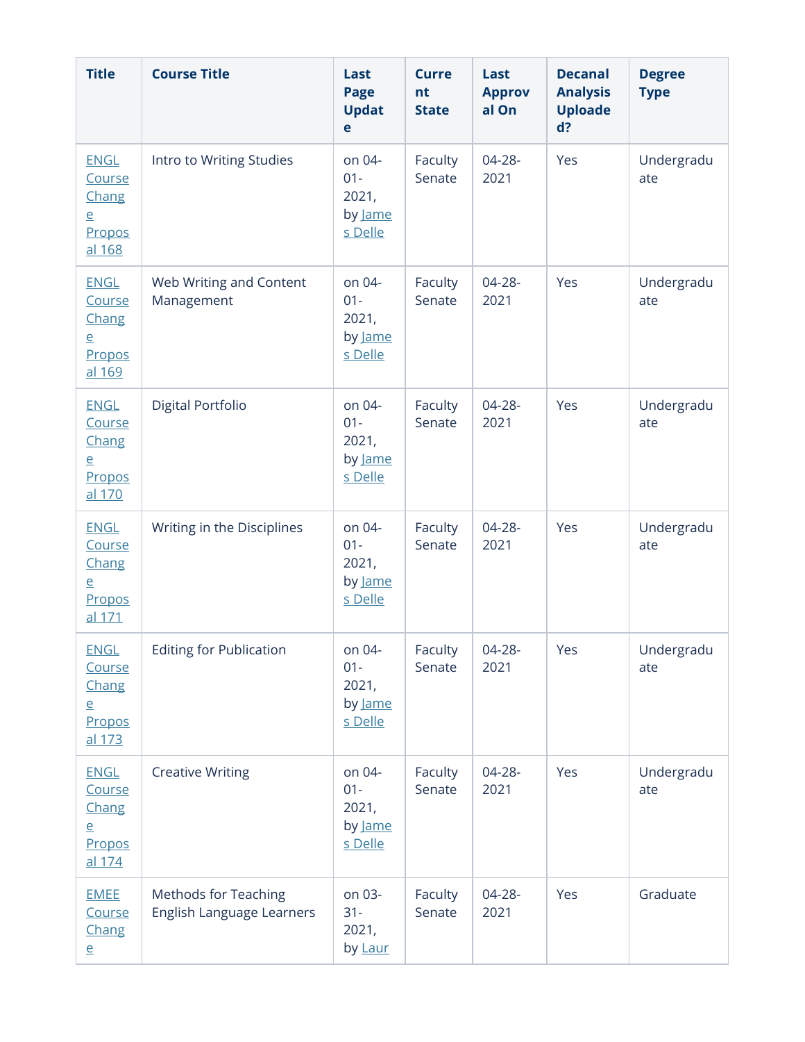| Title | Course Title | Last Page Update | Current State | Last Approval On | Decanal Analysis Uploaded? | Degree Type |
|---|---|---|---|---|---|---|
| ENGL Course Change Proposal 168 | Intro to Writing Studies | on 04-01-2021, by James Delle | Faculty Senate | 04-28-2021 | Yes | Undergraduate |
| ENGL Course Change Proposal 169 | Web Writing and Content Management | on 04-01-2021, by James Delle | Faculty Senate | 04-28-2021 | Yes | Undergraduate |
| ENGL Course Change Proposal 170 | Digital Portfolio | on 04-01-2021, by James Delle | Faculty Senate | 04-28-2021 | Yes | Undergraduate |
| ENGL Course Change Proposal 171 | Writing in the Disciplines | on 04-01-2021, by James Delle | Faculty Senate | 04-28-2021 | Yes | Undergraduate |
| ENGL Course Change Proposal 173 | Editing for Publication | on 04-01-2021, by James Delle | Faculty Senate | 04-28-2021 | Yes | Undergraduate |
| ENGL Course Change Proposal 174 | Creative Writing | on 04-01-2021, by James Delle | Faculty Senate | 04-28-2021 | Yes | Undergraduate |
| EMEE Course Change | Methods for Teaching English Language Learners | on 03-31-2021, by Laur | Faculty Senate | 04-28-2021 | Yes | Graduate |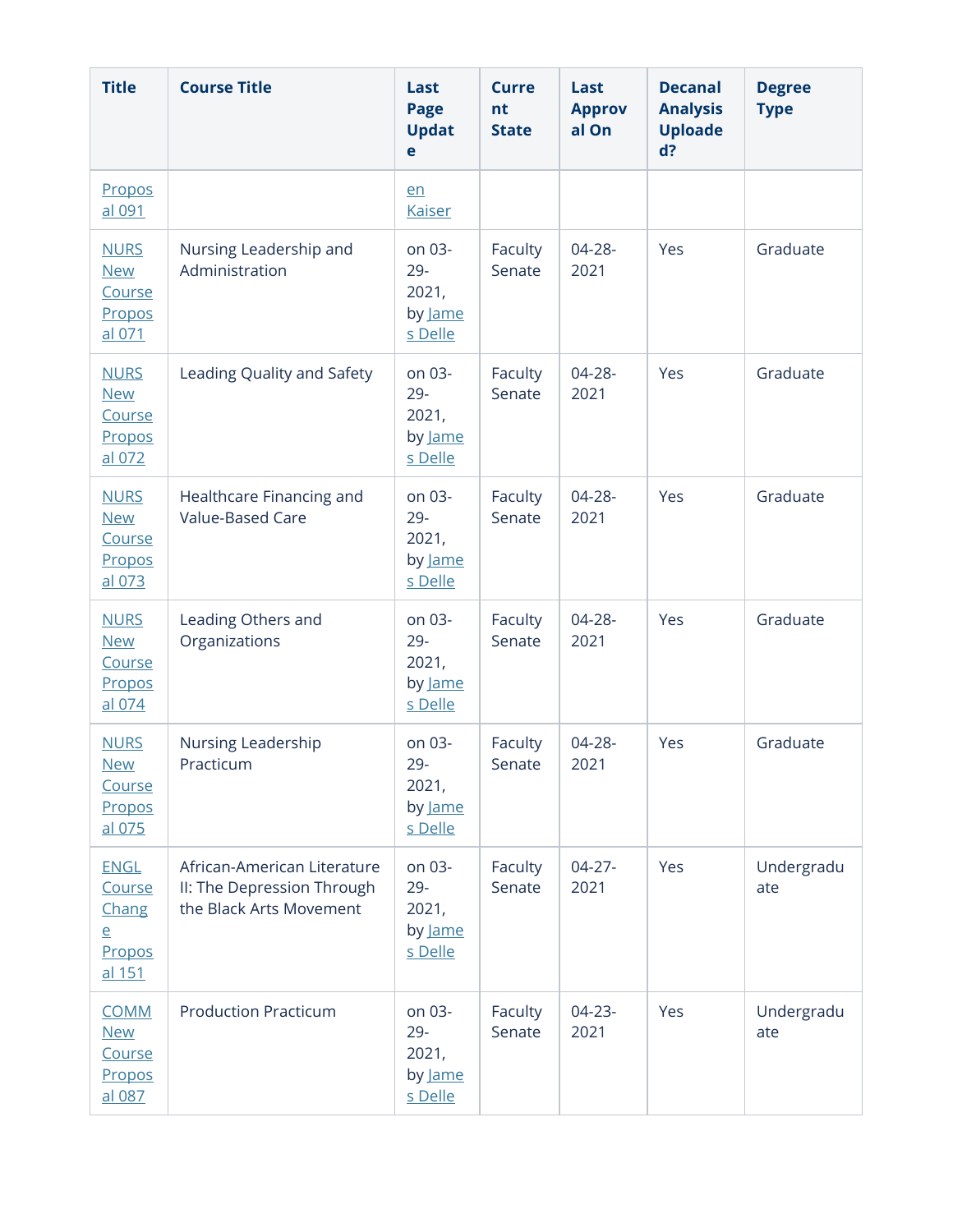| Title | Course Title | Last Page Update | Current State | Last Approval On | Decanal Analysis Uploaded? | Degree Type |
|---|---|---|---|---|---|---|
| Proposal 091 | | en Kaiser | | | | |
| NURS New Course Proposal 071 | Nursing Leadership and Administration | on 03-29-2021, by James Delle | Faculty Senate | 04-28-2021 | Yes | Graduate |
| NURS New Course Proposal 072 | Leading Quality and Safety | on 03-29-2021, by James Delle | Faculty Senate | 04-28-2021 | Yes | Graduate |
| NURS New Course Proposal 073 | Healthcare Financing and Value-Based Care | on 03-29-2021, by James Delle | Faculty Senate | 04-28-2021 | Yes | Graduate |
| NURS New Course Proposal 074 | Leading Others and Organizations | on 03-29-2021, by James Delle | Faculty Senate | 04-28-2021 | Yes | Graduate |
| NURS New Course Proposal 075 | Nursing Leadership Practicum | on 03-29-2021, by James Delle | Faculty Senate | 04-28-2021 | Yes | Graduate |
| ENGL Course Change Proposal 151 | African-American Literature II: The Depression Through the Black Arts Movement | on 03-29-2021, by James Delle | Faculty Senate | 04-27-2021 | Yes | Undergraduate |
| COMM New Course Proposal 087 | Production Practicum | on 03-29-2021, by James Delle | Faculty Senate | 04-23-2021 | Yes | Undergraduate |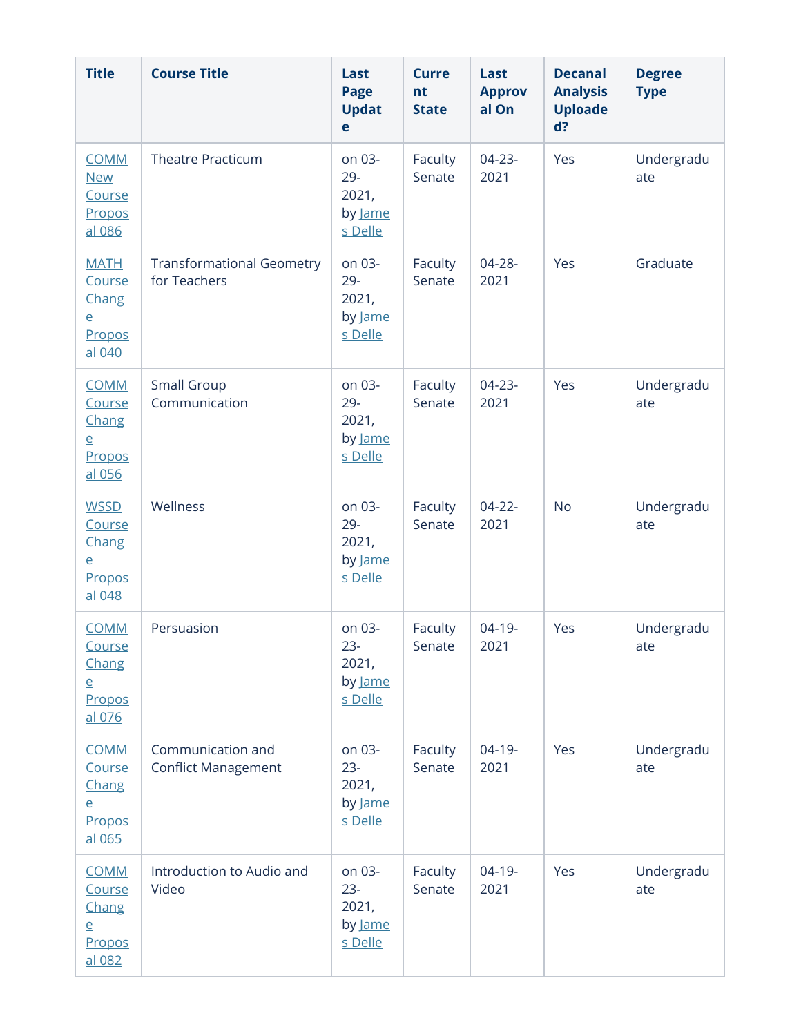| Title | Course Title | Last Page Update | Current State | Last Approval On | Decanal Analysis Uploaded? | Degree Type |
|---|---|---|---|---|---|---|
| COMM New Course Proposal 086 | Theatre Practicum | on 03-29-2021, by James Delle | Faculty Senate | 04-23-2021 | Yes | Undergraduate |
| MATH Course Change Proposal 040 | Transformational Geometry for Teachers | on 03-29-2021, by James Delle | Faculty Senate | 04-28-2021 | Yes | Graduate |
| COMM Course Change Proposal 056 | Small Group Communication | on 03-29-2021, by James Delle | Faculty Senate | 04-23-2021 | Yes | Undergraduate |
| WSSD Course Change Proposal 048 | Wellness | on 03-29-2021, by James Delle | Faculty Senate | 04-22-2021 | No | Undergraduate |
| COMM Course Change Proposal 076 | Persuasion | on 03-23-2021, by James Delle | Faculty Senate | 04-19-2021 | Yes | Undergraduate |
| COMM Course Change Proposal 065 | Communication and Conflict Management | on 03-23-2021, by James Delle | Faculty Senate | 04-19-2021 | Yes | Undergraduate |
| COMM Course Change Proposal 082 | Introduction to Audio and Video | on 03-23-2021, by James Delle | Faculty Senate | 04-19-2021 | Yes | Undergraduate |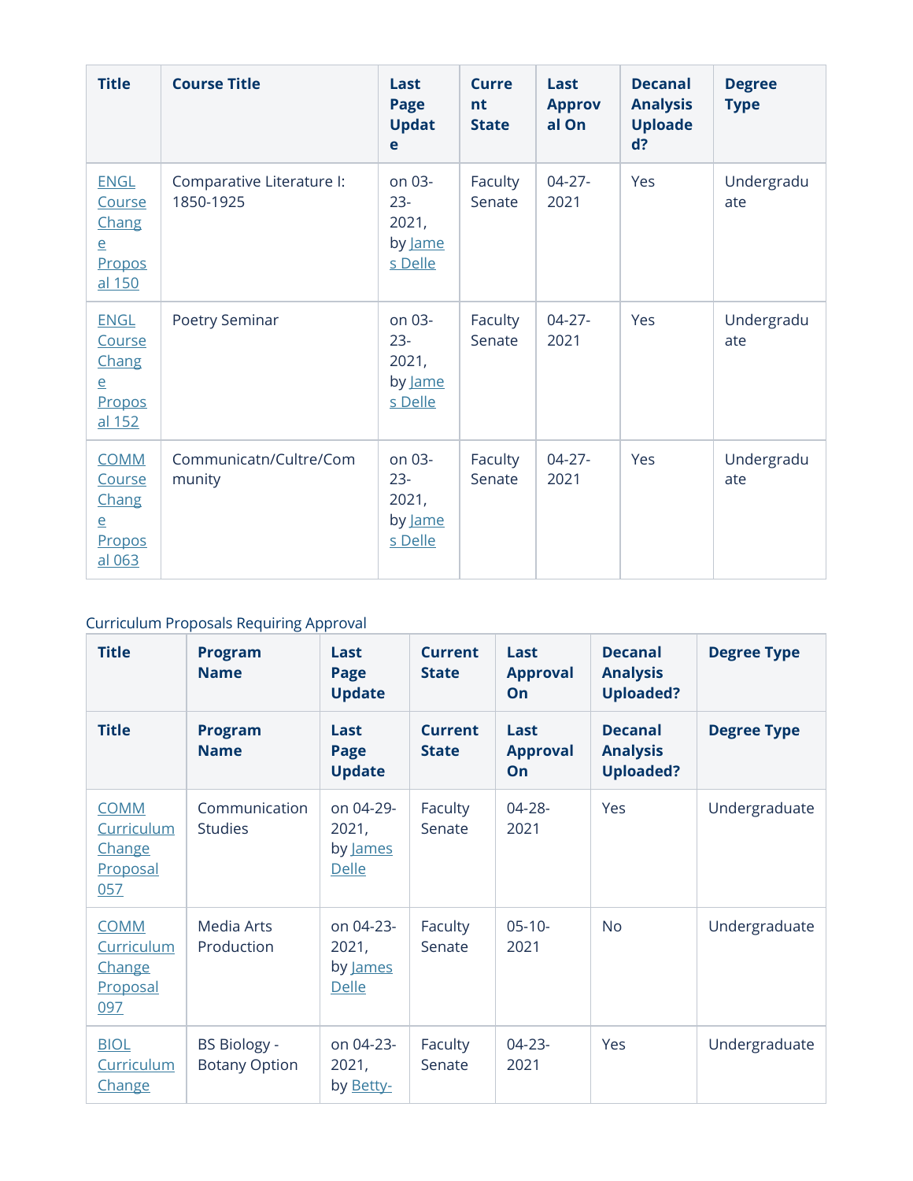| Title | Course Title | Last Page Update | Current State | Last Approval On | Decanal Analysis Uploaded? | Degree Type |
|---|---|---|---|---|---|---|
| ENGL Course Change Proposal 150 | Comparative Literature I: 1850-1925 | on 03-23-2021, by James Delle | Faculty Senate | 04-27-2021 | Yes | Undergraduate |
| ENGL Course Change Proposal 152 | Poetry Seminar | on 03-23-2021, by James Delle | Faculty Senate | 04-27-2021 | Yes | Undergraduate |
| COMM Course Change Proposal 063 | Communicatn/Cultre/Community | on 03-23-2021, by James Delle | Faculty Senate | 04-27-2021 | Yes | Undergraduate |

Curriculum Proposals Requiring Approval

| Title | Program Name | Last Page Update | Current State | Last Approval On | Decanal Analysis Uploaded? | Degree Type |
|---|---|---|---|---|---|---|
| Title | Program Name | Last Page Update | Current State | Last Approval On | Decanal Analysis Uploaded? | Degree Type |
| COMM Curriculum Change Proposal 057 | Communication Studies | on 04-29-2021, by James Delle | Faculty Senate | 04-28-2021 | Yes | Undergraduate |
| COMM Curriculum Change Proposal 097 | Media Arts Production | on 04-23-2021, by James Delle | Faculty Senate | 05-10-2021 | No | Undergraduate |
| BIOL Curriculum Change | BS Biology - Botany Option | on 04-23-2021, by Betty- | Faculty Senate | 04-23-2021 | Yes | Undergraduate |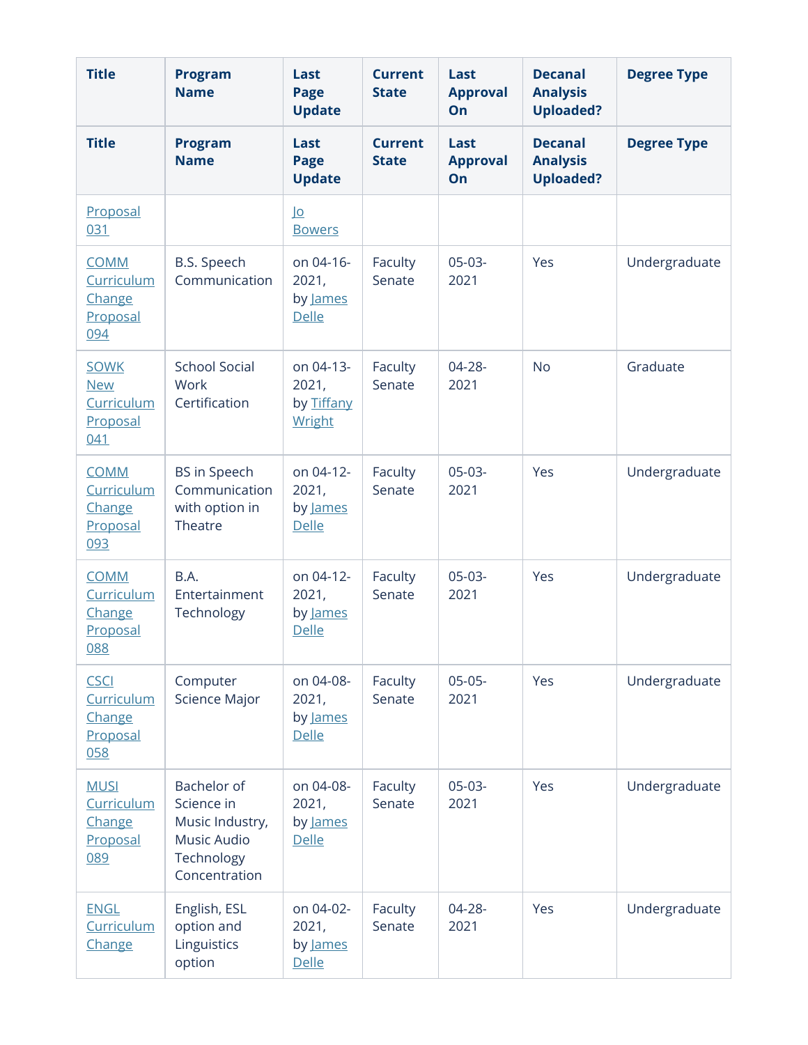| Title | Program Name | Last Page Update | Current State | Last Approval On | Decanal Analysis Uploaded? | Degree Type |
|---|---|---|---|---|---|---|
| Title | Program Name | Last Page Update | Current State | Last Approval On | Decanal Analysis Uploaded? | Degree Type |
| Proposal 031 | | Jo Bowers | | | | |
| COMM Curriculum Change Proposal 094 | B.S. Speech Communication | on 04-16-2021, by James Delle | Faculty Senate | 05-03-2021 | Yes | Undergraduate |
| SOWK New Curriculum Proposal 041 | School Social Work Certification | on 04-13-2021, by Tiffany Wright | Faculty Senate | 04-28-2021 | No | Graduate |
| COMM Curriculum Change Proposal 093 | BS in Speech Communication with option in Theatre | on 04-12-2021, by James Delle | Faculty Senate | 05-03-2021 | Yes | Undergraduate |
| COMM Curriculum Change Proposal 088 | B.A. Entertainment Technology | on 04-12-2021, by James Delle | Faculty Senate | 05-03-2021 | Yes | Undergraduate |
| CSCI Curriculum Change Proposal 058 | Computer Science Major | on 04-08-2021, by James Delle | Faculty Senate | 05-05-2021 | Yes | Undergraduate |
| MUSI Curriculum Change Proposal 089 | Bachelor of Science in Music Industry, Music Audio Technology Concentration | on 04-08-2021, by James Delle | Faculty Senate | 05-03-2021 | Yes | Undergraduate |
| ENGL Curriculum Change | English, ESL option and Linguistics option | on 04-02-2021, by James Delle | Faculty Senate | 04-28-2021 | Yes | Undergraduate |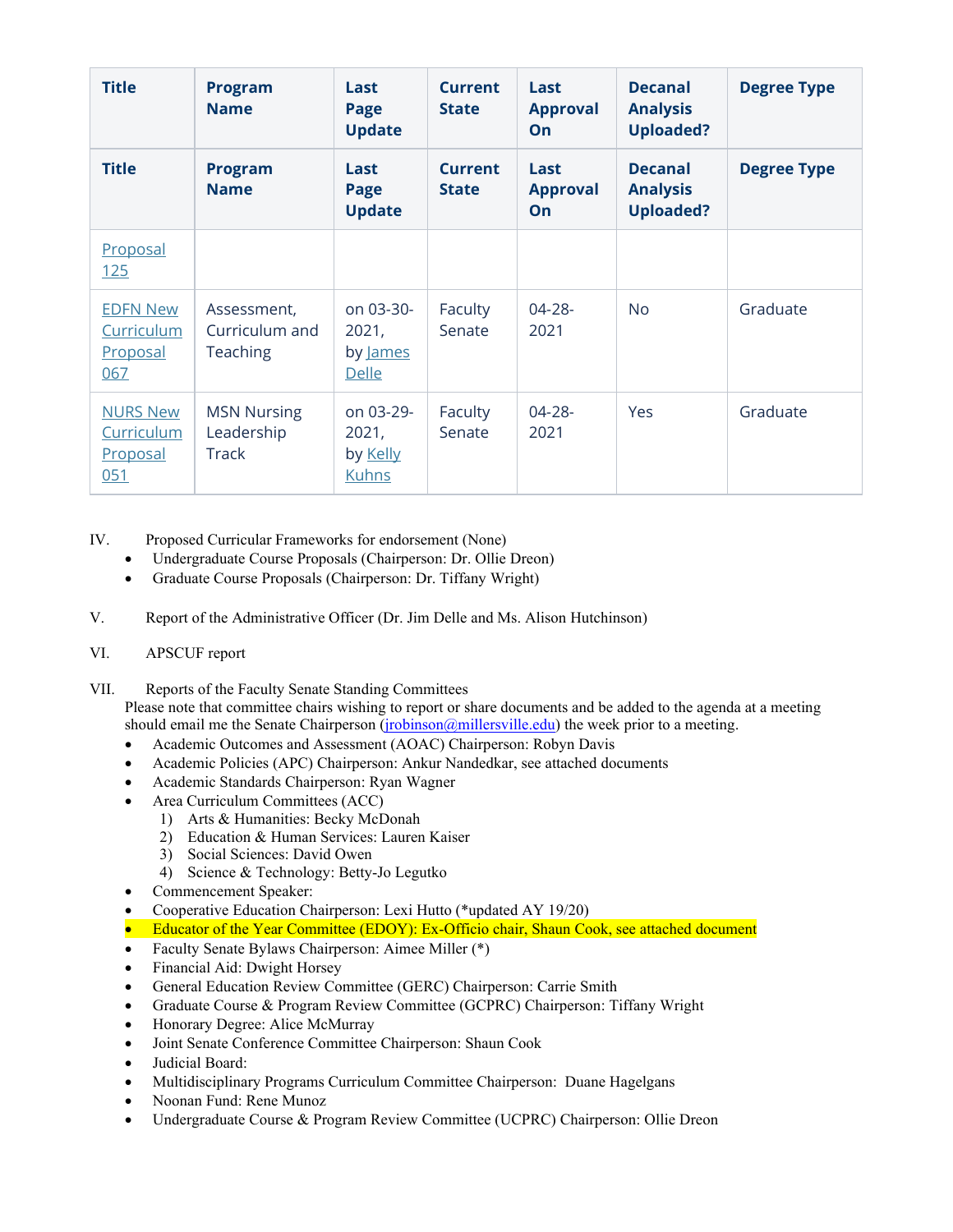| Title | Program Name | Last Page Update | Current State | Last Approval On | Decanal Analysis Uploaded? | Degree Type |
|---|---|---|---|---|---|---|
| Title | Program Name | Last Page Update | Current State | Last Approval On | Decanal Analysis Uploaded? | Degree Type |
| Proposal 125 | | | | | | |
| EDFN New Curriculum Proposal 067 | Assessment, Curriculum and Teaching | on 03-30-2021, by James Delle | Faculty Senate | 04-28-2021 | No | Graduate |
| NURS New Curriculum Proposal 051 | MSN Nursing Leadership Track | on 03-29-2021, by Kelly Kuhns | Faculty Senate | 04-28-2021 | Yes | Graduate |

IV. Proposed Curricular Frameworks for endorsement (None)
- Undergraduate Course Proposals (Chairperson: Dr. Ollie Dreon)
- Graduate Course Proposals (Chairperson: Dr. Tiffany Wright)

V. Report of the Administrative Officer (Dr. Jim Delle and Ms. Alison Hutchinson)

VI. APSCUF report

VII. Reports of the Faculty Senate Standing Committees

Please note that committee chairs wishing to report or share documents and be added to the agenda at a meeting should email me the Senate Chairperson (jrobinson@millersville.edu) the week prior to a meeting.

- Academic Outcomes and Assessment (AOAC) Chairperson: Robyn Davis
- Academic Policies (APC) Chairperson: Ankur Nandedkar, see attached documents
- Academic Standards Chairperson: Ryan Wagner
- Area Curriculum Committees (ACC)
  1) Arts & Humanities: Becky McDonah
  2) Education & Human Services: Lauren Kaiser
  3) Social Sciences: David Owen
  4) Science & Technology: Betty-Jo Legutko
- Commencement Speaker:
- Cooperative Education Chairperson: Lexi Hutto (*updated AY 19/20)
- Educator of the Year Committee (EDOY): Ex-Officio chair, Shaun Cook, see attached document
- Faculty Senate Bylaws Chairperson: Aimee Miller (*)
- Financial Aid: Dwight Horsey
- General Education Review Committee (GERC) Chairperson: Carrie Smith
- Graduate Course & Program Review Committee (GCPRC) Chairperson: Tiffany Wright
- Honorary Degree: Alice McMurray
- Joint Senate Conference Committee Chairperson: Shaun Cook
- Judicial Board:
- Multidisciplinary Programs Curriculum Committee Chairperson: Duane Hagelgans
- Noonan Fund: Rene Munoz
- Undergraduate Course & Program Review Committee (UCPRC) Chairperson: Ollie Dreon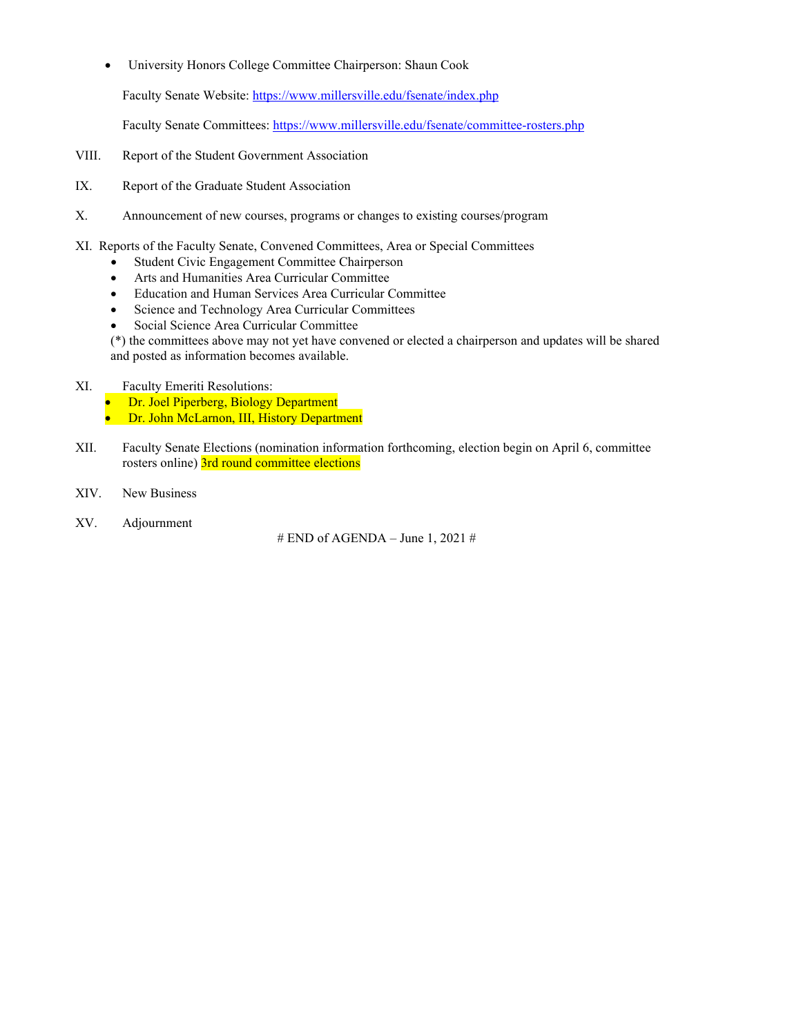- University Honors College Committee Chairperson: Shaun Cook

  Faculty Senate Website: https://www.millersville.edu/fsenate/index.php

  Faculty Senate Committees: https://www.millersville.edu/fsenate/committee-rosters.php

VIII. Report of the Student Government Association

IX. Report of the Graduate Student Association

X. Announcement of new courses, programs or changes to existing courses/program

XI. Reports of the Faculty Senate, Convened Committees, Area or Special Committees

- Student Civic Engagement Committee Chairperson
- Arts and Humanities Area Curricular Committee
- Education and Human Services Area Curricular Committee
- Science and Technology Area Curricular Committees
- Social Science Area Curricular Committee

(*) the committees above may not yet have convened or elected a chairperson and updates will be shared and posted as information becomes available.

XI. Faculty Emeriti Resolutions:

- Dr. Joel Piperberg, Biology Department
- Dr. John McLarnon, III, History Department

XII. Faculty Senate Elections (nomination information forthcoming, election begin on April 6, committee rosters online) 3rd round committee elections

XIV. New Business

XV. Adjournment

# END of AGENDA – June 1, 2021 #